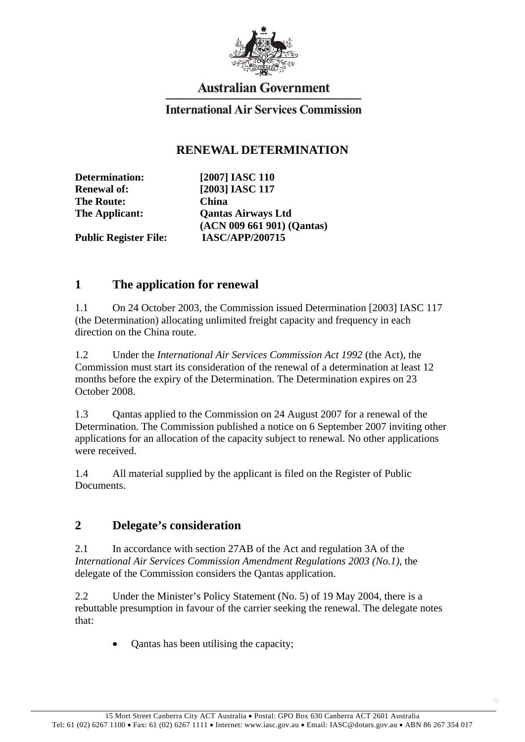Australian Government

International Air Services Commission

# RENEWAL DETERMINATION

| | |
|---|---|
| **Determination:** | **[2007] IASC 110** |
| **Renewal of:** | **[2003] IASC 117** |
| **The Route:** | **China** |
| **The Applicant:** | **Qantas Airways Ltd (ACN 009 661 901) (Qantas)** |
| **Public Register File:** | **IASC/APP/200715** |

## 1 The application for renewal

1.1 On 24 October 2003, the Commission issued Determination [2003] IASC 117 (the Determination) allocating unlimited freight capacity and frequency in each direction on the China route.

1.2 Under the *International Air Services Commission Act 1992* (the Act), the Commission must start its consideration of the renewal of a determination at least 12 months before the expiry of the Determination. The Determination expires on 23 October 2008.

1.3 Qantas applied to the Commission on 24 August 2007 for a renewal of the Determination. The Commission published a notice on 6 September 2007 inviting other applications for an allocation of the capacity subject to renewal. No other applications were received.

1.4 All material supplied by the applicant is filed on the Register of Public Documents.

## 2 Delegate's consideration

2.1 In accordance with section 27AB of the Act and regulation 3A of the *International Air Services Commission Amendment Regulations 2003 (No.1)*, the delegate of the Commission considers the Qantas application.

2.2 Under the Minister's Policy Statement (No. 5) of 19 May 2004, there is a rebuttable presumption in favour of the carrier seeking the renewal. The delegate notes that:

- Qantas has been utilising the capacity;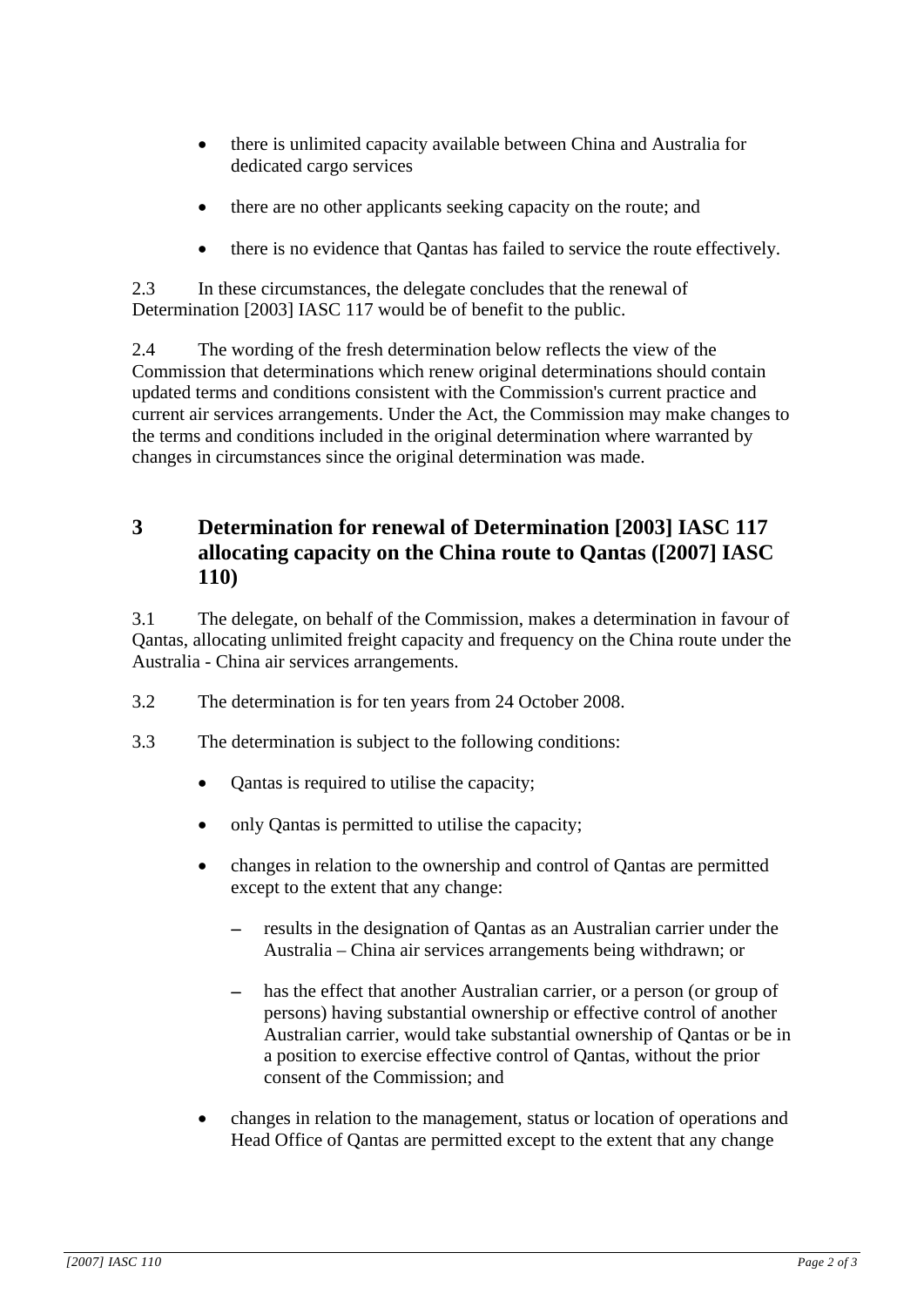- there is unlimited capacity available between China and Australia for dedicated cargo services
- there are no other applicants seeking capacity on the route; and
- there is no evidence that Qantas has failed to service the route effectively.

2.3 In these circumstances, the delegate concludes that the renewal of Determination [2003] IASC 117 would be of benefit to the public.

2.4 The wording of the fresh determination below reflects the view of the Commission that determinations which renew original determinations should contain updated terms and conditions consistent with the Commission's current practice and current air services arrangements. Under the Act, the Commission may make changes to the terms and conditions included in the original determination where warranted by changes in circumstances since the original determination was made.

## 3 Determination for renewal of Determination [2003] IASC 117 allocating capacity on the China route to Qantas ([2007] IASC 110)

3.1 The delegate, on behalf of the Commission, makes a determination in favour of Qantas, allocating unlimited freight capacity and frequency on the China route under the Australia - China air services arrangements.

3.2 The determination is for ten years from 24 October 2008.

3.3 The determination is subject to the following conditions:

- Qantas is required to utilise the capacity;
- only Qantas is permitted to utilise the capacity;
- changes in relation to the ownership and control of Qantas are permitted except to the extent that any change:
  - results in the designation of Qantas as an Australian carrier under the Australia – China air services arrangements being withdrawn; or
  - has the effect that another Australian carrier, or a person (or group of persons) having substantial ownership or effective control of another Australian carrier, would take substantial ownership of Qantas or be in a position to exercise effective control of Qantas, without the prior consent of the Commission; and
- changes in relation to the management, status or location of operations and Head Office of Qantas are permitted except to the extent that any change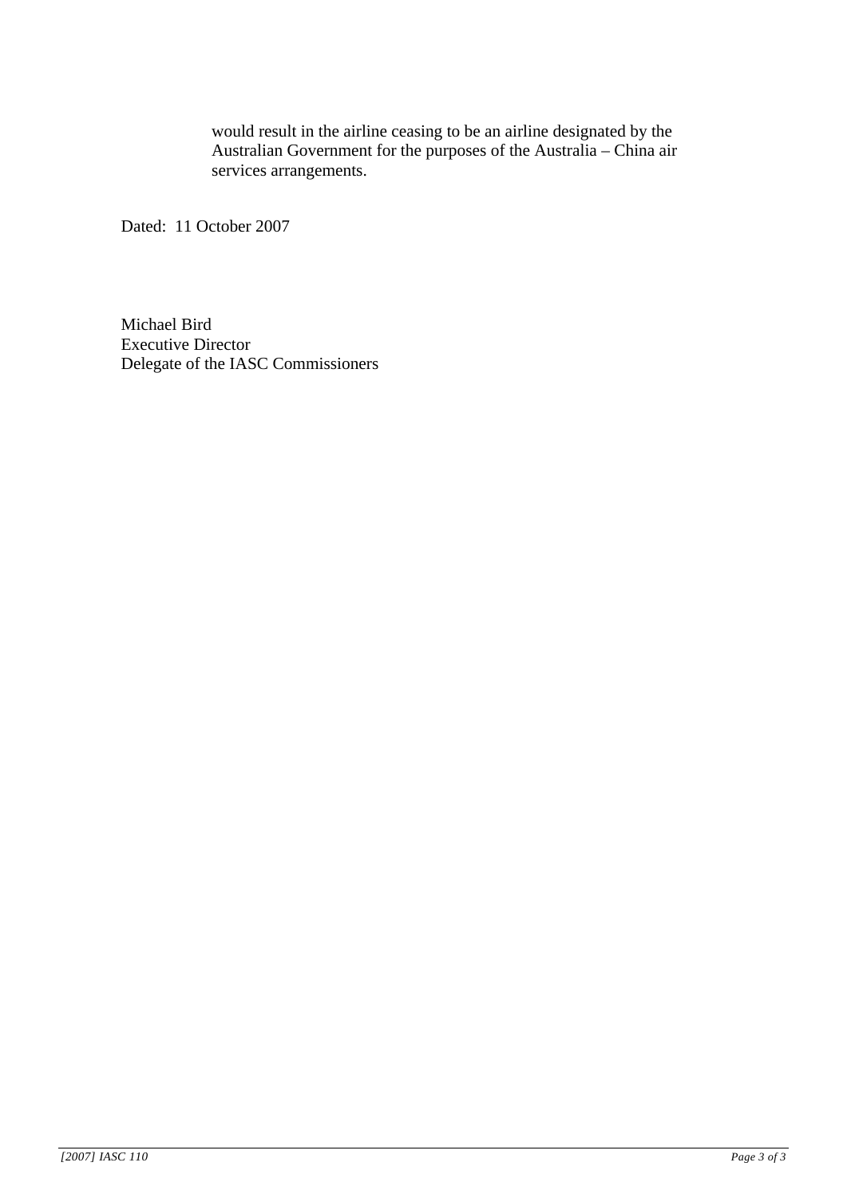would result in the airline ceasing to be an airline designated by the Australian Government for the purposes of the Australia – China air services arrangements.

Dated: 11 October 2007

Michael Bird
Executive Director
Delegate of the IASC Commissioners